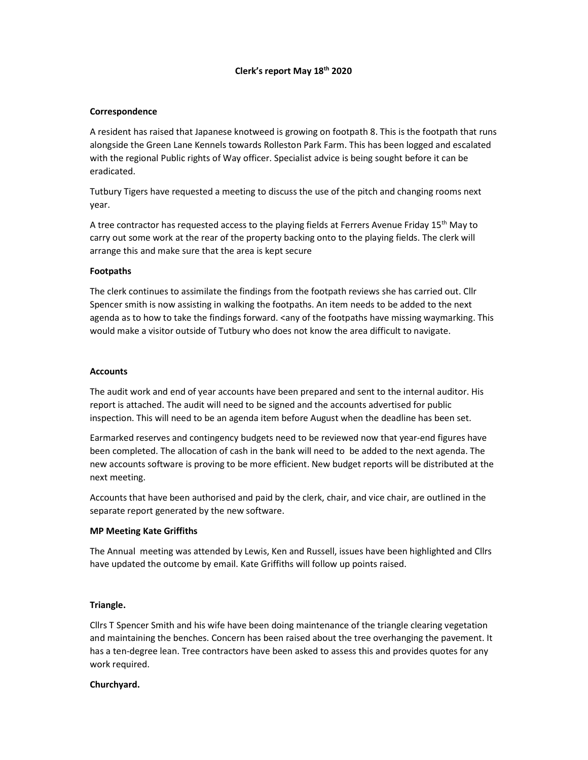**Clerk's report May 18th 2020**

**Correspondence**

A resident has raised that Japanese knotweed is growing on footpath 8. This is the footpath that runs alongside the Green Lane Kennels towards Rolleston Park Farm. This has been logged and escalated with the regional Public rights of Way officer. Specialist advice is being sought before it can be eradicated.

Tutbury Tigers have requested a meeting to discuss the use of the pitch and changing rooms next year.

A tree contractor has requested access to the playing fields at Ferrers Avenue Friday 15th May to carry out some work at the rear of the property backing onto to the playing fields. The clerk will arrange this and make sure that the area is kept secure

**Footpaths**

The clerk continues to assimilate the findings from the footpath reviews she has carried out. Cllr Spencer smith is now assisting in walking the footpaths. An item needs to be added to the next agenda as to how to take the findings forward. <any of the footpaths have missing waymarking. This would make a visitor outside of Tutbury who does not know the area difficult to navigate.

**Accounts**

The audit work and end of year accounts have been prepared and sent to the internal auditor. His report is attached. The audit will need to be signed and the accounts advertised for public inspection. This will need to be an agenda item before August when the deadline has been set.

Earmarked reserves and contingency budgets need to be reviewed now that year-end figures have been completed. The allocation of cash in the bank will need to be added to the next agenda. The new accounts software is proving to be more efficient. New budget reports will be distributed at the next meeting.

Accounts that have been authorised and paid by the clerk, chair, and vice chair, are outlined in the separate report generated by the new software.

**MP Meeting Kate Griffiths**

The Annual meeting was attended by Lewis, Ken and Russell, issues have been highlighted and Cllrs have updated the outcome by email. Kate Griffiths will follow up points raised.

**Triangle.**

Cllrs T Spencer Smith and his wife have been doing maintenance of the triangle clearing vegetation and maintaining the benches. Concern has been raised about the tree overhanging the pavement. It has a ten-degree lean. Tree contractors have been asked to assess this and provides quotes for any work required.

**Churchyard.**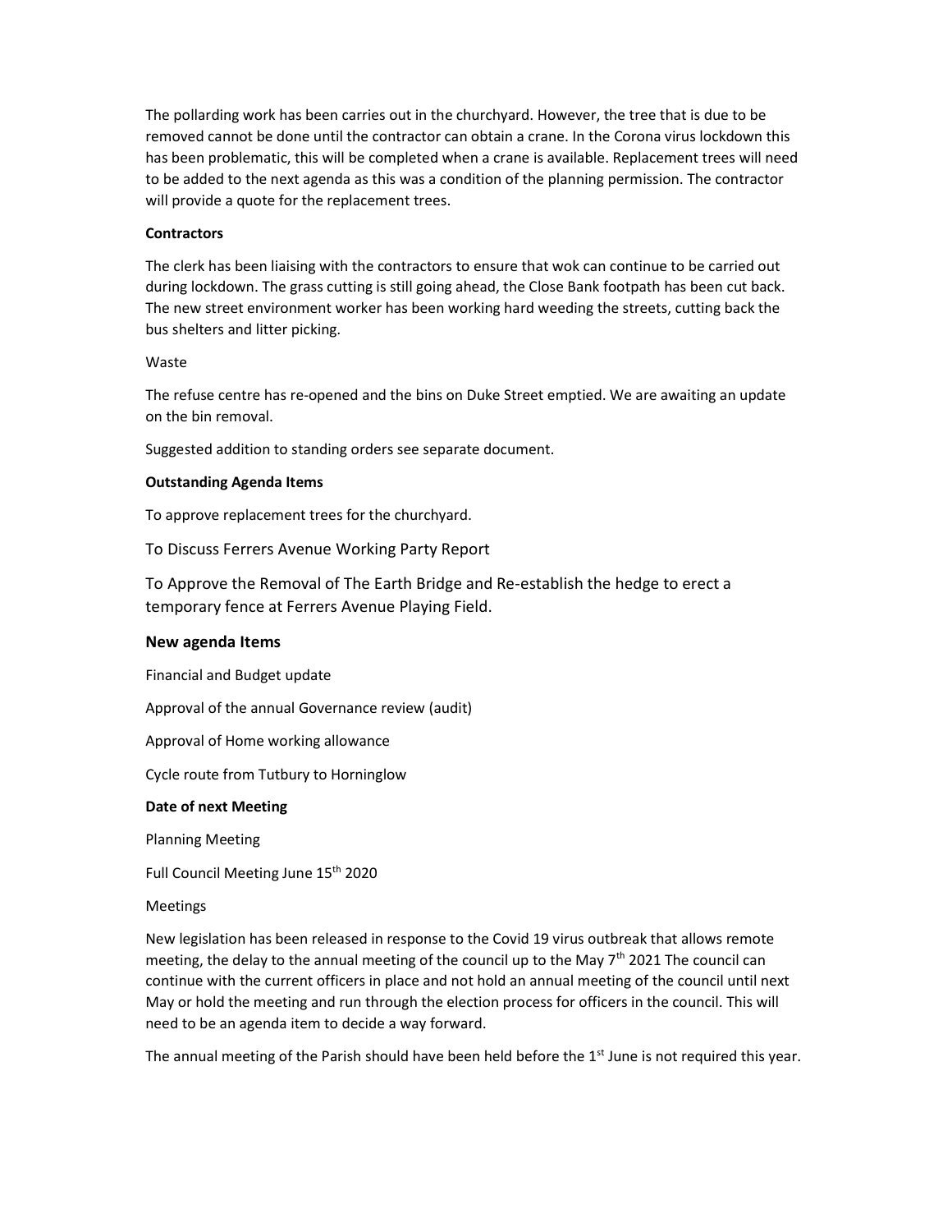The pollarding work has been carries out in the churchyard. However, the tree that is due to be removed cannot be done until the contractor can obtain a crane. In the Corona virus lockdown this has been problematic, this will be completed when a crane is available. Replacement trees will need to be added to the next agenda as this was a condition of the planning permission. The contractor will provide a quote for the replacement trees.

**Contractors**

The clerk has been liaising with the contractors to ensure that wok can continue to be carried out during lockdown. The grass cutting is still going ahead, the Close Bank footpath has been cut back. The new street environment worker has been working hard weeding the streets, cutting back the bus shelters and litter picking.

Waste

The refuse centre has re-opened and the bins on Duke Street emptied. We are awaiting an update on the bin removal.

Suggested addition to standing orders see separate document.

**Outstanding Agenda Items**

To approve replacement trees for the churchyard.

To Discuss Ferrers Avenue Working Party Report

To Approve the Removal of The Earth Bridge and Re-establish the hedge to erect a temporary fence at Ferrers Avenue Playing Field.

### New agenda Items

Financial and Budget update

Approval of the annual Governance review (audit)

Approval of Home working allowance

Cycle route from Tutbury to Horninglow

**Date of next Meeting**

Planning Meeting

Full Council Meeting June 15th 2020

Meetings

New legislation has been released in response to the Covid 19 virus outbreak that allows remote meeting, the delay to the annual meeting of the council up to the May 7th 2021 The council can continue with the current officers in place and not hold an annual meeting of the council until next May or hold the meeting and run through the election process for officers in the council. This will need to be an agenda item to decide a way forward.

The annual meeting of the Parish should have been held before the 1st June is not required this year.